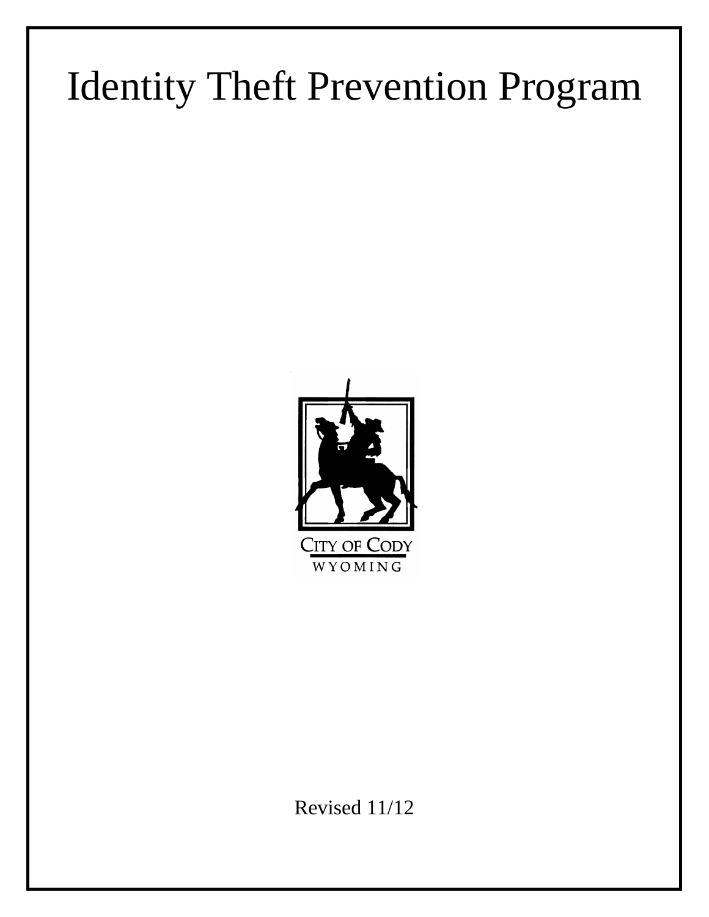# Identity Theft Prevention Program

CITY OF CODY
WYOMING

Revised 11/12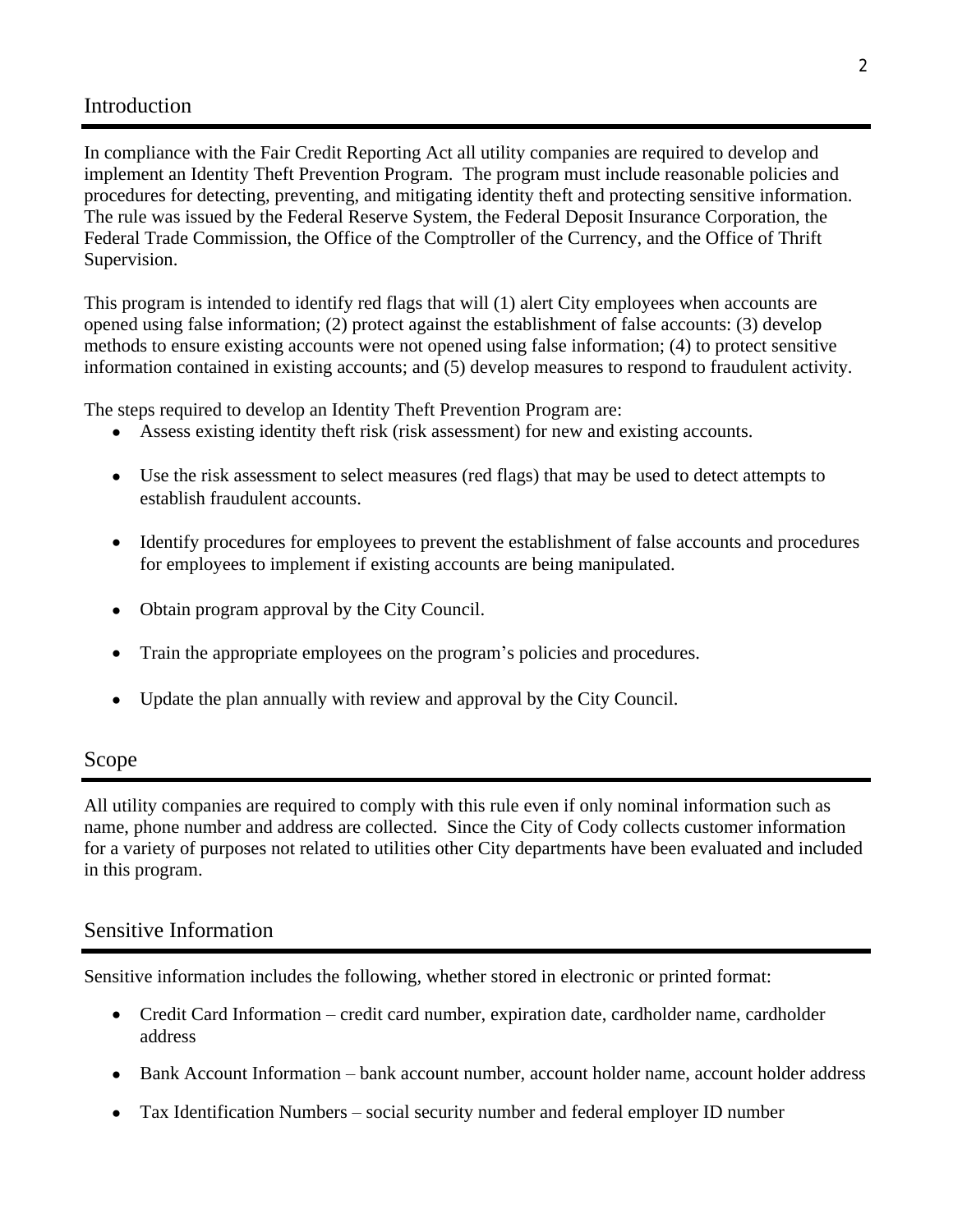## Introduction

In compliance with the Fair Credit Reporting Act all utility companies are required to develop and implement an Identity Theft Prevention Program. The program must include reasonable policies and procedures for detecting, preventing, and mitigating identity theft and protecting sensitive information. The rule was issued by the Federal Reserve System, the Federal Deposit Insurance Corporation, the Federal Trade Commission, the Office of the Comptroller of the Currency, and the Office of Thrift Supervision.

This program is intended to identify red flags that will (1) alert City employees when accounts are opened using false information; (2) protect against the establishment of false accounts: (3) develop methods to ensure existing accounts were not opened using false information; (4) to protect sensitive information contained in existing accounts; and (5) develop measures to respond to fraudulent activity.

The steps required to develop an Identity Theft Prevention Program are:

- Assess existing identity theft risk (risk assessment) for new and existing accounts.
- Use the risk assessment to select measures (red flags) that may be used to detect attempts to establish fraudulent accounts.
- Identify procedures for employees to prevent the establishment of false accounts and procedures for employees to implement if existing accounts are being manipulated.
- Obtain program approval by the City Council.
- Train the appropriate employees on the program's policies and procedures.
- Update the plan annually with review and approval by the City Council.

## Scope

All utility companies are required to comply with this rule even if only nominal information such as name, phone number and address are collected. Since the City of Cody collects customer information for a variety of purposes not related to utilities other City departments have been evaluated and included in this program.

## Sensitive Information

Sensitive information includes the following, whether stored in electronic or printed format:

- Credit Card Information – credit card number, expiration date, cardholder name, cardholder address
- Bank Account Information – bank account number, account holder name, account holder address
- Tax Identification Numbers – social security number and federal employer ID number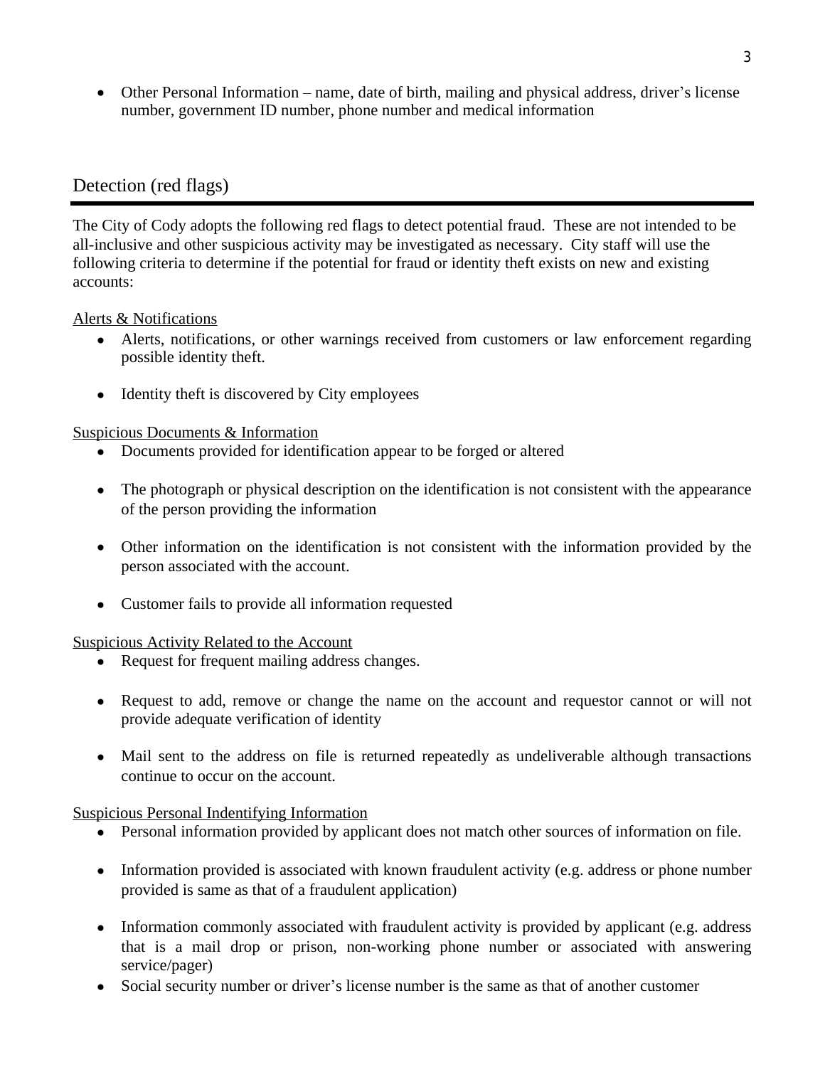- Other Personal Information – name, date of birth, mailing and physical address, driver's license number, government ID number, phone number and medical information

## Detection (red flags)

The City of Cody adopts the following red flags to detect potential fraud. These are not intended to be all-inclusive and other suspicious activity may be investigated as necessary. City staff will use the following criteria to determine if the potential for fraud or identity theft exists on new and existing accounts:

<u>Alerts & Notifications</u>

- Alerts, notifications, or other warnings received from customers or law enforcement regarding possible identity theft.
- Identity theft is discovered by City employees

<u>Suspicious Documents & Information</u>

- Documents provided for identification appear to be forged or altered
- The photograph or physical description on the identification is not consistent with the appearance of the person providing the information
- Other information on the identification is not consistent with the information provided by the person associated with the account.
- Customer fails to provide all information requested

<u>Suspicious Activity Related to the Account</u>

- Request for frequent mailing address changes.
- Request to add, remove or change the name on the account and requestor cannot or will not provide adequate verification of identity
- Mail sent to the address on file is returned repeatedly as undeliverable although transactions continue to occur on the account.

<u>Suspicious Personal Indentifying Information</u>

- Personal information provided by applicant does not match other sources of information on file.
- Information provided is associated with known fraudulent activity (e.g. address or phone number provided is same as that of a fraudulent application)
- Information commonly associated with fraudulent activity is provided by applicant (e.g. address that is a mail drop or prison, non-working phone number or associated with answering service/pager)
- Social security number or driver's license number is the same as that of another customer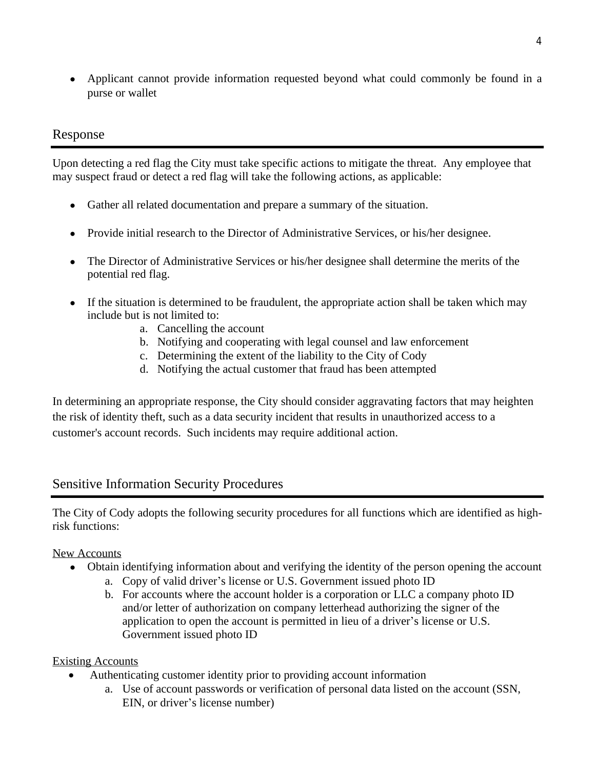- Applicant cannot provide information requested beyond what could commonly be found in a purse or wallet

## Response

Upon detecting a red flag the City must take specific actions to mitigate the threat. Any employee that may suspect fraud or detect a red flag will take the following actions, as applicable:

- Gather all related documentation and prepare a summary of the situation.
- Provide initial research to the Director of Administrative Services, or his/her designee.
- The Director of Administrative Services or his/her designee shall determine the merits of the potential red flag.
- If the situation is determined to be fraudulent, the appropriate action shall be taken which may include but is not limited to:
    a. Cancelling the account
    b. Notifying and cooperating with legal counsel and law enforcement
    c. Determining the extent of the liability to the City of Cody
    d. Notifying the actual customer that fraud has been attempted

In determining an appropriate response, the City should consider aggravating factors that may heighten the risk of identity theft, such as a data security incident that results in unauthorized access to a customer's account records. Such incidents may require additional action.

## Sensitive Information Security Procedures

The City of Cody adopts the following security procedures for all functions which are identified as high-risk functions:

<u>New Accounts</u>

- Obtain identifying information about and verifying the identity of the person opening the account
    a. Copy of valid driver's license or U.S. Government issued photo ID
    b. For accounts where the account holder is a corporation or LLC a company photo ID and/or letter of authorization on company letterhead authorizing the signer of the application to open the account is permitted in lieu of a driver's license or U.S. Government issued photo ID

<u>Existing Accounts</u>

- Authenticating customer identity prior to providing account information
    a. Use of account passwords or verification of personal data listed on the account (SSN, EIN, or driver's license number)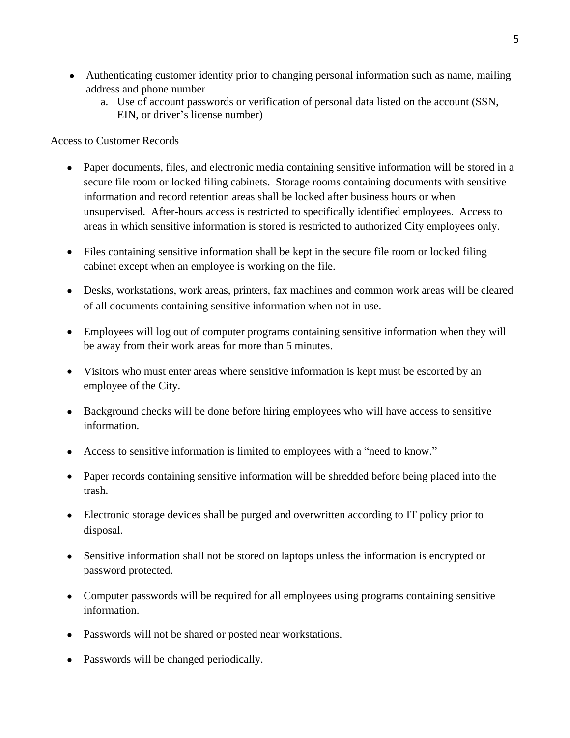- Authenticating customer identity prior to changing personal information such as name, mailing address and phone number
    a. Use of account passwords or verification of personal data listed on the account (SSN, EIN, or driver's license number)

<u>Access to Customer Records</u>

- Paper documents, files, and electronic media containing sensitive information will be stored in a secure file room or locked filing cabinets. Storage rooms containing documents with sensitive information and record retention areas shall be locked after business hours or when unsupervised. After-hours access is restricted to specifically identified employees. Access to areas in which sensitive information is stored is restricted to authorized City employees only.

- Files containing sensitive information shall be kept in the secure file room or locked filing cabinet except when an employee is working on the file.

- Desks, workstations, work areas, printers, fax machines and common work areas will be cleared of all documents containing sensitive information when not in use.

- Employees will log out of computer programs containing sensitive information when they will be away from their work areas for more than 5 minutes.

- Visitors who must enter areas where sensitive information is kept must be escorted by an employee of the City.

- Background checks will be done before hiring employees who will have access to sensitive information.

- Access to sensitive information is limited to employees with a "need to know."

- Paper records containing sensitive information will be shredded before being placed into the trash.

- Electronic storage devices shall be purged and overwritten according to IT policy prior to disposal.

- Sensitive information shall not be stored on laptops unless the information is encrypted or password protected.

- Computer passwords will be required for all employees using programs containing sensitive information.

- Passwords will not be shared or posted near workstations.

- Passwords will be changed periodically.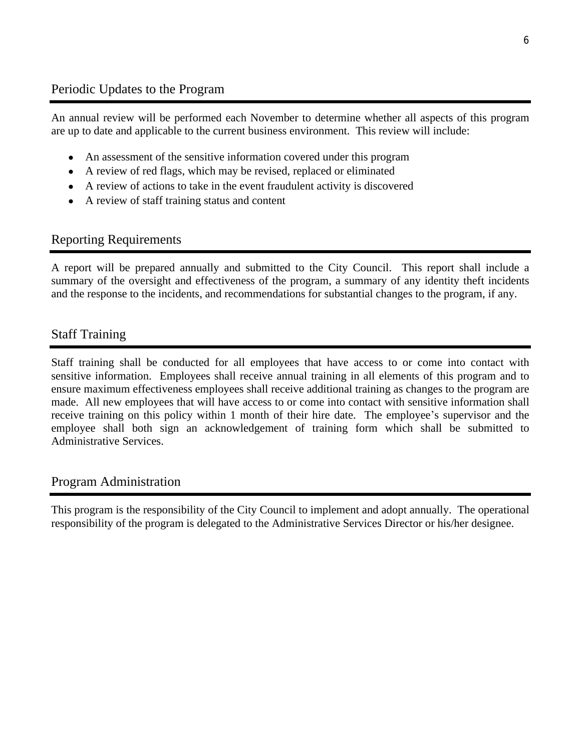## Periodic Updates to the Program

An annual review will be performed each November to determine whether all aspects of this program are up to date and applicable to the current business environment. This review will include:

- An assessment of the sensitive information covered under this program
- A review of red flags, which may be revised, replaced or eliminated
- A review of actions to take in the event fraudulent activity is discovered
- A review of staff training status and content

## Reporting Requirements

A report will be prepared annually and submitted to the City Council. This report shall include a summary of the oversight and effectiveness of the program, a summary of any identity theft incidents and the response to the incidents, and recommendations for substantial changes to the program, if any.

## Staff Training

Staff training shall be conducted for all employees that have access to or come into contact with sensitive information. Employees shall receive annual training in all elements of this program and to ensure maximum effectiveness employees shall receive additional training as changes to the program are made. All new employees that will have access to or come into contact with sensitive information shall receive training on this policy within 1 month of their hire date. The employee's supervisor and the employee shall both sign an acknowledgement of training form which shall be submitted to Administrative Services.

## Program Administration

This program is the responsibility of the City Council to implement and adopt annually. The operational responsibility of the program is delegated to the Administrative Services Director or his/her designee.